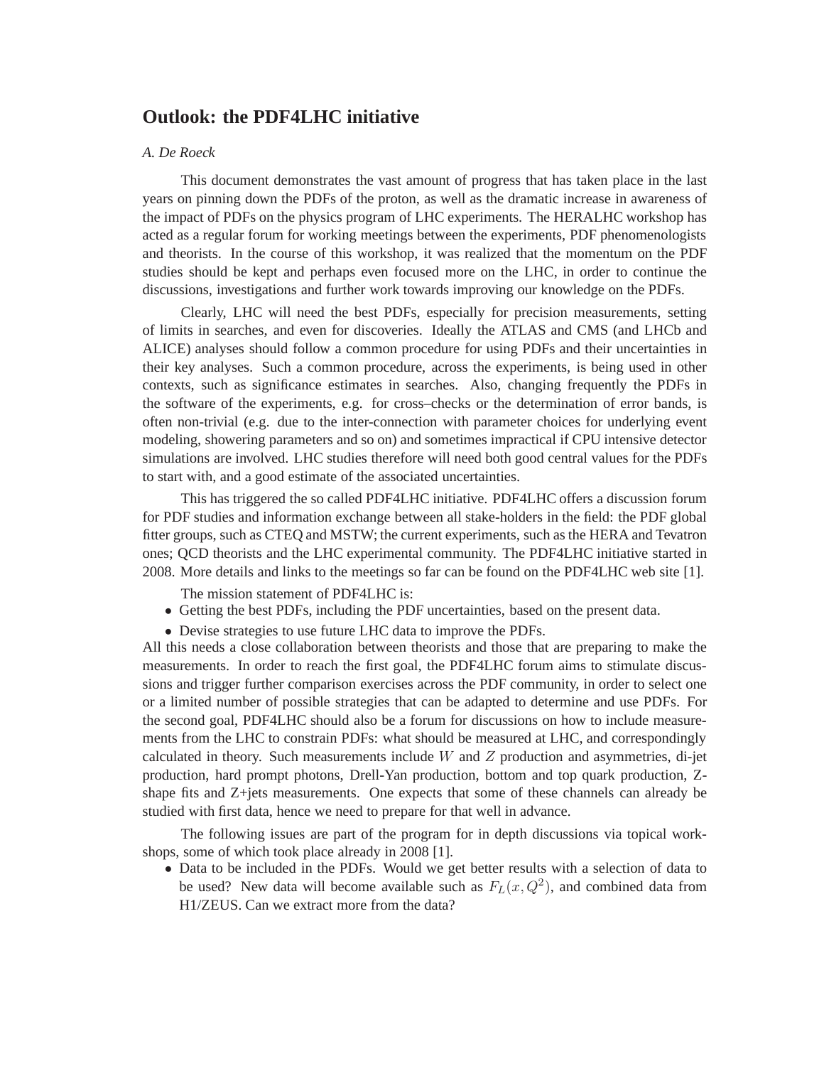# Outlook: the PDF4LHC initiative

*A. De Roeck*

This document demonstrates the vast amount of progress that has taken place in the last years on pinning down the PDFs of the proton, as well as the dramatic increase in awareness of the impact of PDFs on the physics program of LHC experiments. The HERALHC workshop has acted as a regular forum for working meetings between the experiments, PDF phenomenologists and theorists. In the course of this workshop, it was realized that the momentum on the PDF studies should be kept and perhaps even focused more on the LHC, in order to continue the discussions, investigations and further work towards improving our knowledge on the PDFs.

Clearly, LHC will need the best PDFs, especially for precision measurements, setting of limits in searches, and even for discoveries. Ideally the ATLAS and CMS (and LHCb and ALICE) analyses should follow a common procedure for using PDFs and their uncertainties in their key analyses. Such a common procedure, across the experiments, is being used in other contexts, such as significance estimates in searches. Also, changing frequently the PDFs in the software of the experiments, e.g. for cross–checks or the determination of error bands, is often non-trivial (e.g. due to the inter-connection with parameter choices for underlying event modeling, showering parameters and so on) and sometimes impractical if CPU intensive detector simulations are involved. LHC studies therefore will need both good central values for the PDFs to start with, and a good estimate of the associated uncertainties.

This has triggered the so called PDF4LHC initiative. PDF4LHC offers a discussion forum for PDF studies and information exchange between all stake-holders in the field: the PDF global fitter groups, such as CTEQ and MSTW; the current experiments, such as the HERA and Tevatron ones; QCD theorists and the LHC experimental community. The PDF4LHC initiative started in 2008. More details and links to the meetings so far can be found on the PDF4LHC web site [1].

The mission statement of PDF4LHC is:

- Getting the best PDFs, including the PDF uncertainties, based on the present data.
- Devise strategies to use future LHC data to improve the PDFs.

All this needs a close collaboration between theorists and those that are preparing to make the measurements. In order to reach the first goal, the PDF4LHC forum aims to stimulate discussions and trigger further comparison exercises across the PDF community, in order to select one or a limited number of possible strategies that can be adapted to determine and use PDFs. For the second goal, PDF4LHC should also be a forum for discussions on how to include measurements from the LHC to constrain PDFs: what should be measured at LHC, and correspondingly calculated in theory. Such measurements include $W$ and $Z$ production and asymmetries, di-jet production, hard prompt photons, Drell-Yan production, bottom and top quark production, Z-shape fits and Z+jets measurements. One expects that some of these channels can already be studied with first data, hence we need to prepare for that well in advance.

The following issues are part of the program for in depth discussions via topical workshops, some of which took place already in 2008 [1].

- Data to be included in the PDFs. Would we get better results with a selection of data to be used? New data will become available such as $F_L(x, Q^2)$, and combined data from H1/ZEUS. Can we extract more from the data?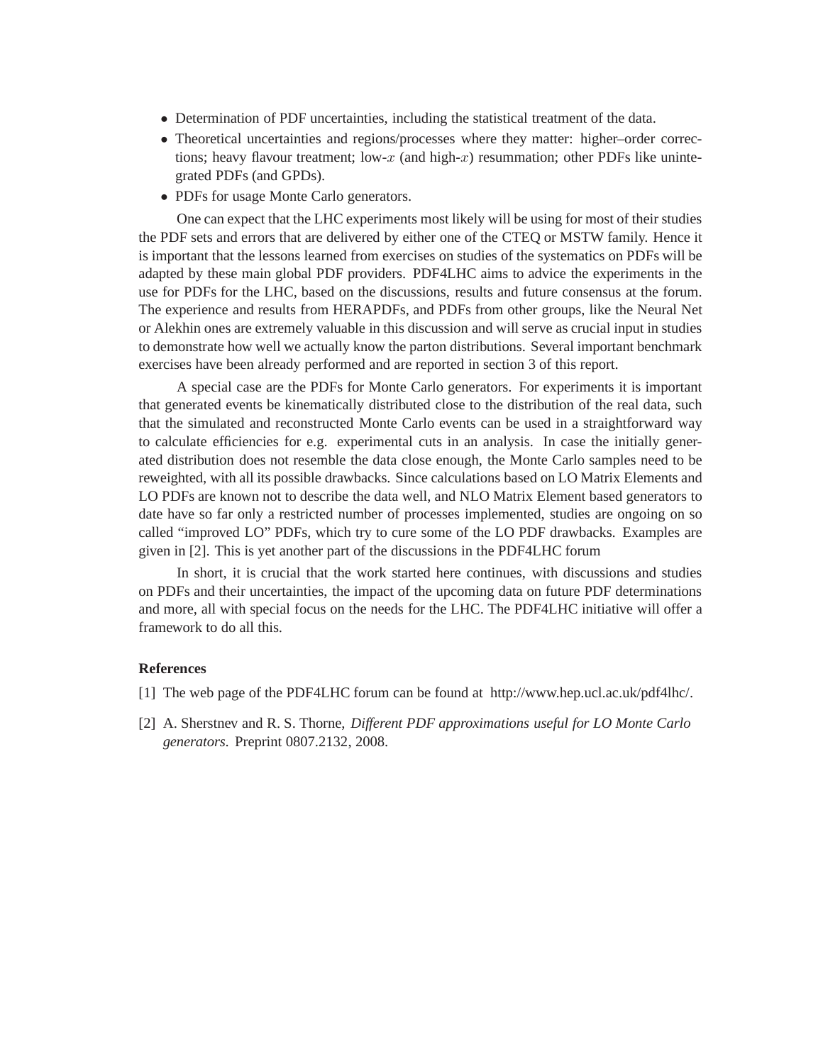- Determination of PDF uncertainties, including the statistical treatment of the data.
- Theoretical uncertainties and regions/processes where they matter: higher–order corrections; heavy flavour treatment; low-$x$ (and high-$x$) resummation; other PDFs like unintegrated PDFs (and GPDs).
- PDFs for usage Monte Carlo generators.

One can expect that the LHC experiments most likely will be using for most of their studies the PDF sets and errors that are delivered by either one of the CTEQ or MSTW family. Hence it is important that the lessons learned from exercises on studies of the systematics on PDFs will be adapted by these main global PDF providers. PDF4LHC aims to advice the experiments in the use for PDFs for the LHC, based on the discussions, results and future consensus at the forum. The experience and results from HERAPDFs, and PDFs from other groups, like the Neural Net or Alekhin ones are extremely valuable in this discussion and will serve as crucial input in studies to demonstrate how well we actually know the parton distributions. Several important benchmark exercises have been already performed and are reported in section 3 of this report.

A special case are the PDFs for Monte Carlo generators. For experiments it is important that generated events be kinematically distributed close to the distribution of the real data, such that the simulated and reconstructed Monte Carlo events can be used in a straightforward way to calculate efficiencies for e.g. experimental cuts in an analysis. In case the initially generated distribution does not resemble the data close enough, the Monte Carlo samples need to be reweighted, with all its possible drawbacks. Since calculations based on LO Matrix Elements and LO PDFs are known not to describe the data well, and NLO Matrix Element based generators to date have so far only a restricted number of processes implemented, studies are ongoing on so called "improved LO" PDFs, which try to cure some of the LO PDF drawbacks. Examples are given in [2]. This is yet another part of the discussions in the PDF4LHC forum

In short, it is crucial that the work started here continues, with discussions and studies on PDFs and their uncertainties, the impact of the upcoming data on future PDF determinations and more, all with special focus on the needs for the LHC. The PDF4LHC initiative will offer a framework to do all this.

### References

[1] The web page of the PDF4LHC forum can be found at http://www.hep.ucl.ac.uk/pdf4lhc/.

[2] A. Sherstnev and R. S. Thorne, *Different PDF approximations useful for LO Monte Carlo generators*. Preprint 0807.2132, 2008.